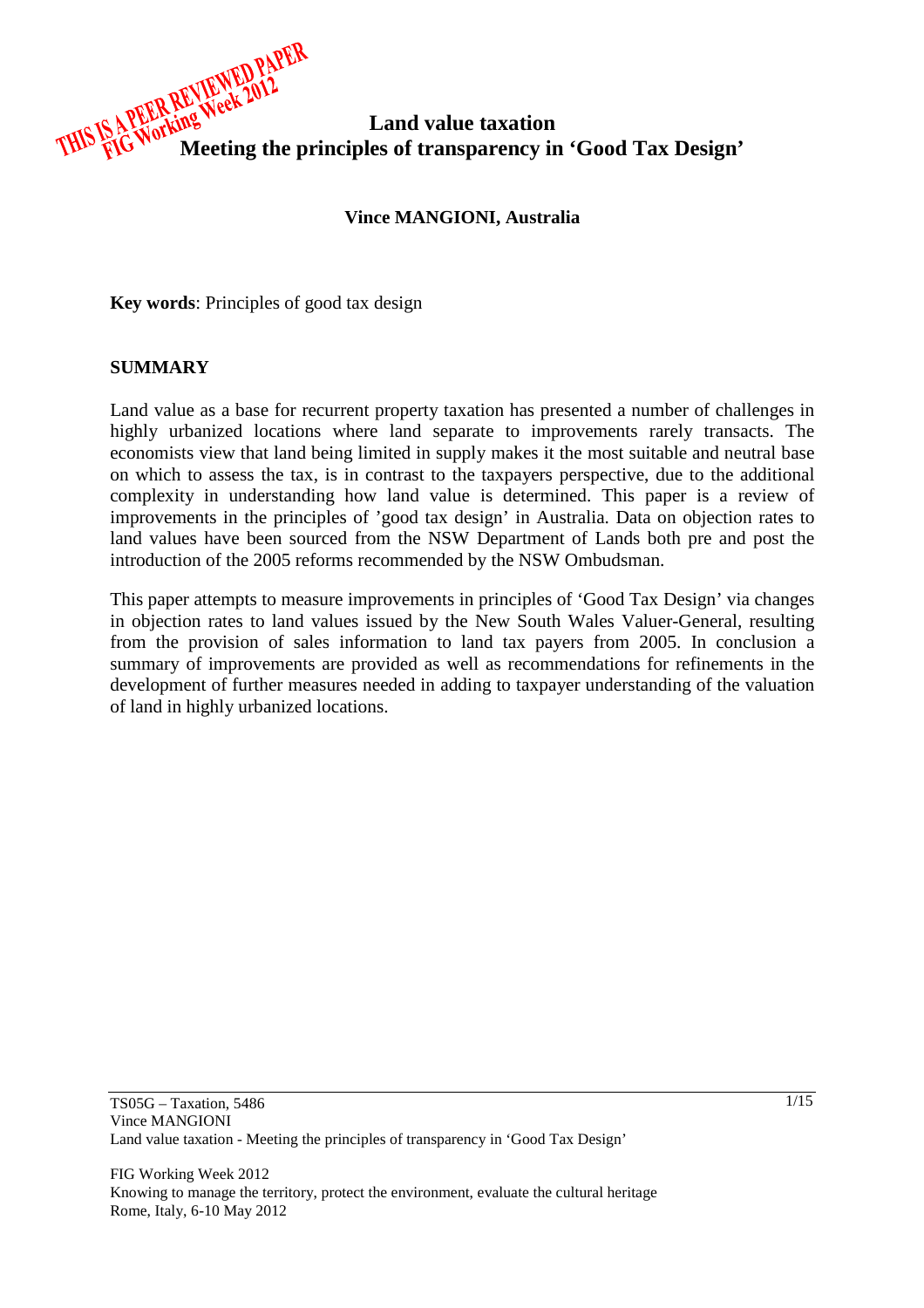THIS IS A PEER REVIEWED PAPER
FIG Working Week 2012

# Land value taxation
# Meeting the principles of transparency in 'Good Tax Design'

**Vince MANGIONI, Australia**

**Key words**: Principles of good tax design

## SUMMARY

Land value as a base for recurrent property taxation has presented a number of challenges in highly urbanized locations where land separate to improvements rarely transacts. The economists view that land being limited in supply makes it the most suitable and neutral base on which to assess the tax, is in contrast to the taxpayers perspective, due to the additional complexity in understanding how land value is determined. This paper is a review of improvements in the principles of 'good tax design' in Australia. Data on objection rates to land values have been sourced from the NSW Department of Lands both pre and post the introduction of the 2005 reforms recommended by the NSW Ombudsman.

This paper attempts to measure improvements in principles of 'Good Tax Design' via changes in objection rates to land values issued by the New South Wales Valuer-General, resulting from the provision of sales information to land tax payers from 2005. In conclusion a summary of improvements are provided as well as recommendations for refinements in the development of further measures needed in adding to taxpayer understanding of the valuation of land in highly urbanized locations.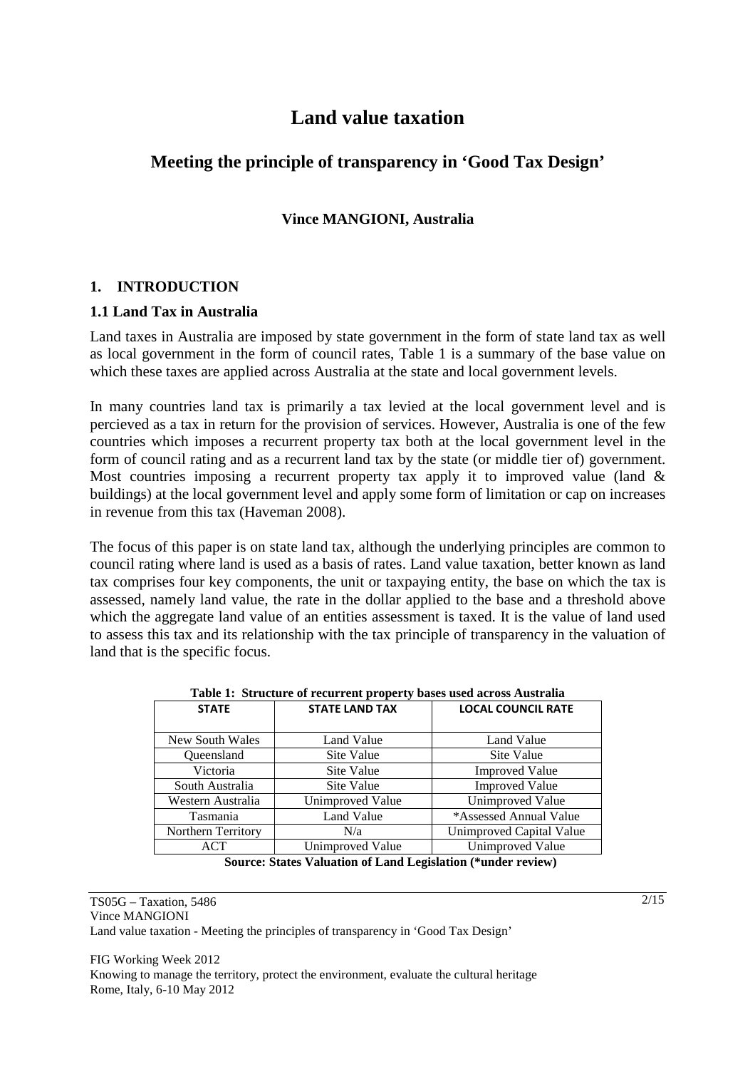# Land value taxation

## Meeting the principle of transparency in 'Good Tax Design'

**Vince MANGIONI, Australia**

### 1. INTRODUCTION

#### 1.1 Land Tax in Australia

Land taxes in Australia are imposed by state government in the form of state land tax as well as local government in the form of council rates, Table 1 is a summary of the base value on which these taxes are applied across Australia at the state and local government levels.

In many countries land tax is primarily a tax levied at the local government level and is percieved as a tax in return for the provision of services. However, Australia is one of the few countries which imposes a recurrent property tax both at the local government level in the form of council rating and as a recurrent land tax by the state (or middle tier of) government. Most countries imposing a recurrent property tax apply it to improved value (land & buildings) at the local government level and apply some form of limitation or cap on increases in revenue from this tax (Haveman 2008).

The focus of this paper is on state land tax, although the underlying principles are common to council rating where land is used as a basis of rates. Land value taxation, better known as land tax comprises four key components, the unit or taxpaying entity, the base on which the tax is assessed, namely land value, the rate in the dollar applied to the base and a threshold above which the aggregate land value of an entities assessment is taxed. It is the value of land used to assess this tax and its relationship with the tax principle of transparency in the valuation of land that is the specific focus.

**Table 1: Structure of recurrent property bases used across Australia**

| STATE | STATE LAND TAX | LOCAL COUNCIL RATE |
|---|---|---|
| New South Wales | Land Value | Land Value |
| Queensland | Site Value | Site Value |
| Victoria | Site Value | Improved Value |
| South Australia | Site Value | Improved Value |
| Western Australia | Unimproved Value | Unimproved Value |
| Tasmania | Land Value | *Assessed Annual Value |
| Northern Territory | N/a | Unimproved Capital Value |
| ACT | Unimproved Value | Unimproved Value |

**Source: States Valuation of Land Legislation (*under review)**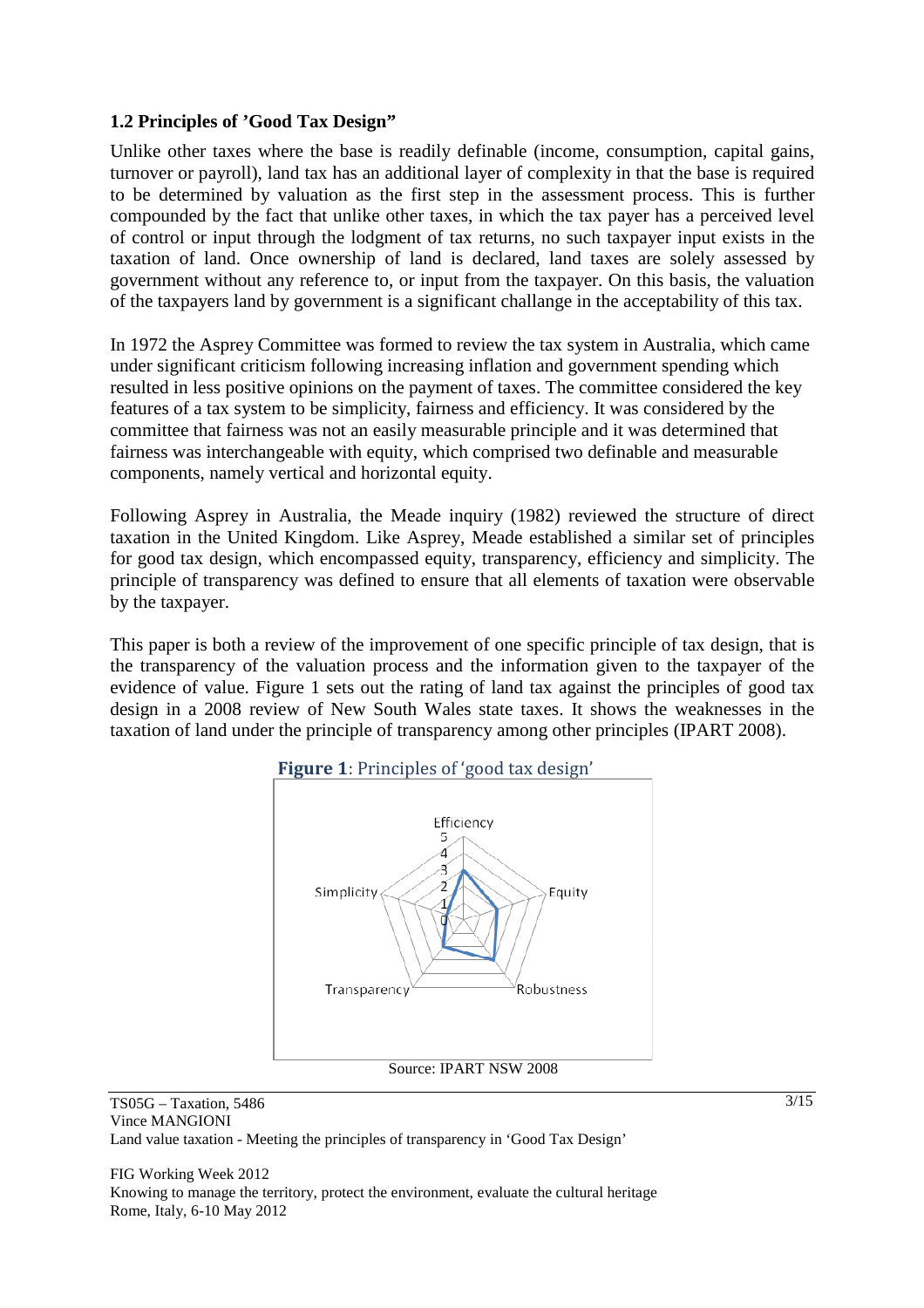### 1.2 Principles of 'Good Tax Design"

Unlike other taxes where the base is readily definable (income, consumption, capital gains, turnover or payroll), land tax has an additional layer of complexity in that the base is required to be determined by valuation as the first step in the assessment process. This is further compounded by the fact that unlike other taxes, in which the tax payer has a perceived level of control or input through the lodgment of tax returns, no such taxpayer input exists in the taxation of land. Once ownership of land is declared, land taxes are solely assessed by government without any reference to, or input from the taxpayer. On this basis, the valuation of the taxpayers land by government is a significant challange in the acceptability of this tax.

In 1972 the Asprey Committee was formed to review the tax system in Australia, which came under significant criticism following increasing inflation and government spending which resulted in less positive opinions on the payment of taxes. The committee considered the key features of a tax system to be simplicity, fairness and efficiency. It was considered by the committee that fairness was not an easily measurable principle and it was determined that fairness was interchangeable with equity, which comprised two definable and measurable components, namely vertical and horizontal equity.

Following Asprey in Australia, the Meade inquiry (1982) reviewed the structure of direct taxation in the United Kingdom. Like Asprey, Meade established a similar set of principles for good tax design, which encompassed equity, transparency, efficiency and simplicity. The principle of transparency was defined to ensure that all elements of taxation were observable by the taxpayer.

This paper is both a review of the improvement of one specific principle of tax design, that is the transparency of the valuation process and the information given to the taxpayer of the evidence of value. Figure 1 sets out the rating of land tax against the principles of good tax design in a 2008 review of New South Wales state taxes. It shows the weaknesses in the taxation of land under the principle of transparency among other principles (IPART 2008).

**Figure 1**: Principles of 'good tax design'

Source: IPART NSW 2008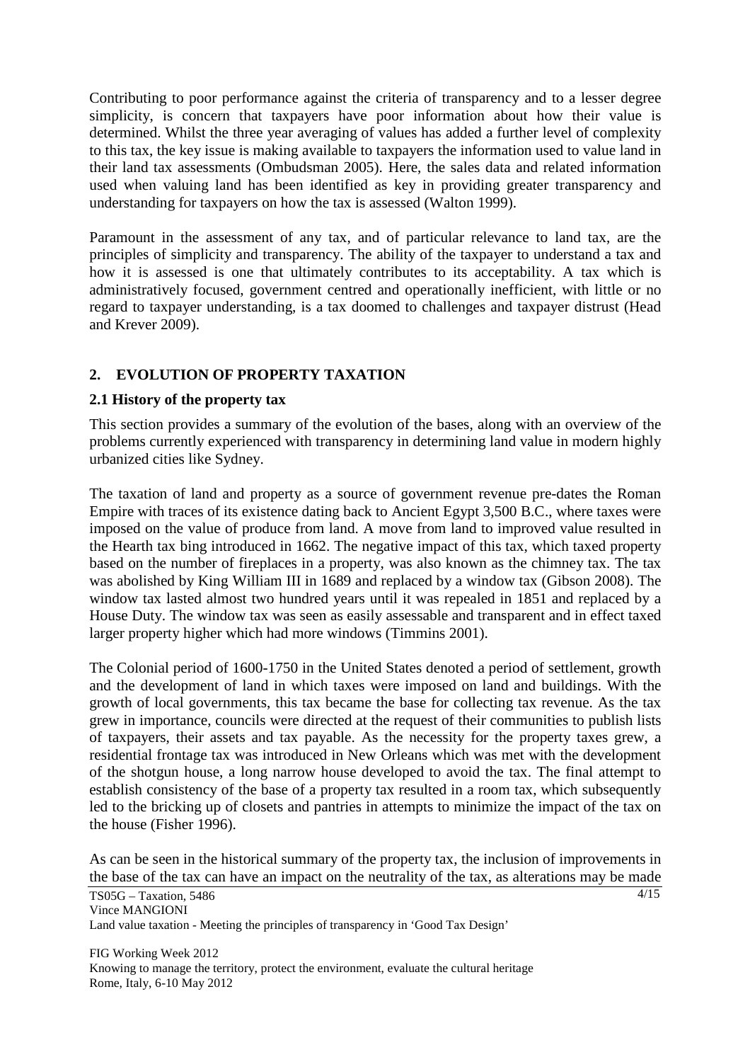Contributing to poor performance against the criteria of transparency and to a lesser degree simplicity, is concern that taxpayers have poor information about how their value is determined. Whilst the three year averaging of values has added a further level of complexity to this tax, the key issue is making available to taxpayers the information used to value land in their land tax assessments (Ombudsman 2005). Here, the sales data and related information used when valuing land has been identified as key in providing greater transparency and understanding for taxpayers on how the tax is assessed (Walton 1999).

Paramount in the assessment of any tax, and of particular relevance to land tax, are the principles of simplicity and transparency. The ability of the taxpayer to understand a tax and how it is assessed is one that ultimately contributes to its acceptability. A tax which is administratively focused, government centred and operationally inefficient, with little or no regard to taxpayer understanding, is a tax doomed to challenges and taxpayer distrust (Head and Krever 2009).

## 2. EVOLUTION OF PROPERTY TAXATION

### 2.1 History of the property tax

This section provides a summary of the evolution of the bases, along with an overview of the problems currently experienced with transparency in determining land value in modern highly urbanized cities like Sydney.

The taxation of land and property as a source of government revenue pre-dates the Roman Empire with traces of its existence dating back to Ancient Egypt 3,500 B.C., where taxes were imposed on the value of produce from land. A move from land to improved value resulted in the Hearth tax bing introduced in 1662. The negative impact of this tax, which taxed property based on the number of fireplaces in a property, was also known as the chimney tax. The tax was abolished by King William III in 1689 and replaced by a window tax (Gibson 2008). The window tax lasted almost two hundred years until it was repealed in 1851 and replaced by a House Duty. The window tax was seen as easily assessable and transparent and in effect taxed larger property higher which had more windows (Timmins 2001).

The Colonial period of 1600-1750 in the United States denoted a period of settlement, growth and the development of land in which taxes were imposed on land and buildings. With the growth of local governments, this tax became the base for collecting tax revenue. As the tax grew in importance, councils were directed at the request of their communities to publish lists of taxpayers, their assets and tax payable. As the necessity for the property taxes grew, a residential frontage tax was introduced in New Orleans which was met with the development of the shotgun house, a long narrow house developed to avoid the tax. The final attempt to establish consistency of the base of a property tax resulted in a room tax, which subsequently led to the bricking up of closets and pantries in attempts to minimize the impact of the tax on the house (Fisher 1996).

As can be seen in the historical summary of the property tax, the inclusion of improvements in the base of the tax can have an impact on the neutrality of the tax, as alterations may be made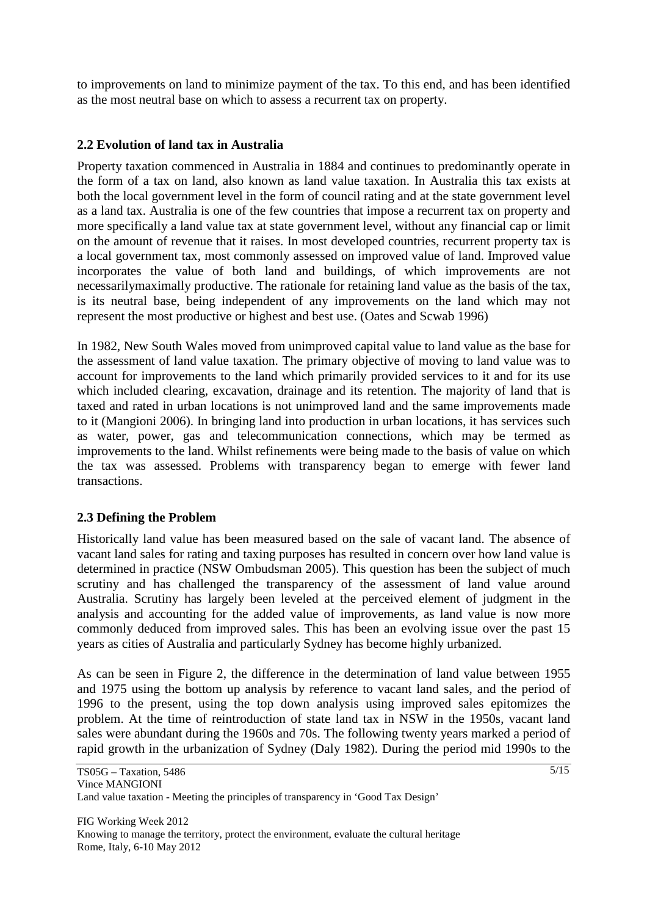to improvements on land to minimize payment of the tax. To this end, and has been identified as the most neutral base on which to assess a recurrent tax on property.

### 2.2 Evolution of land tax in Australia

Property taxation commenced in Australia in 1884 and continues to predominantly operate in the form of a tax on land, also known as land value taxation. In Australia this tax exists at both the local government level in the form of council rating and at the state government level as a land tax. Australia is one of the few countries that impose a recurrent tax on property and more specifically a land value tax at state government level, without any financial cap or limit on the amount of revenue that it raises. In most developed countries, recurrent property tax is a local government tax, most commonly assessed on improved value of land. Improved value incorporates the value of both land and buildings, of which improvements are not necessarilymaximally productive. The rationale for retaining land value as the basis of the tax, is its neutral base, being independent of any improvements on the land which may not represent the most productive or highest and best use. (Oates and Scwab 1996)

In 1982, New South Wales moved from unimproved capital value to land value as the base for the assessment of land value taxation. The primary objective of moving to land value was to account for improvements to the land which primarily provided services to it and for its use which included clearing, excavation, drainage and its retention. The majority of land that is taxed and rated in urban locations is not unimproved land and the same improvements made to it (Mangioni 2006). In bringing land into production in urban locations, it has services such as water, power, gas and telecommunication connections, which may be termed as improvements to the land. Whilst refinements were being made to the basis of value on which the tax was assessed. Problems with transparency began to emerge with fewer land transactions.

### 2.3 Defining the Problem

Historically land value has been measured based on the sale of vacant land. The absence of vacant land sales for rating and taxing purposes has resulted in concern over how land value is determined in practice (NSW Ombudsman 2005). This question has been the subject of much scrutiny and has challenged the transparency of the assessment of land value around Australia. Scrutiny has largely been leveled at the perceived element of judgment in the analysis and accounting for the added value of improvements, as land value is now more commonly deduced from improved sales. This has been an evolving issue over the past 15 years as cities of Australia and particularly Sydney has become highly urbanized.

As can be seen in Figure 2, the difference in the determination of land value between 1955 and 1975 using the bottom up analysis by reference to vacant land sales, and the period of 1996 to the present, using the top down analysis using improved sales epitomizes the problem. At the time of reintroduction of state land tax in NSW in the 1950s, vacant land sales were abundant during the 1960s and 70s. The following twenty years marked a period of rapid growth in the urbanization of Sydney (Daly 1982). During the period mid 1990s to the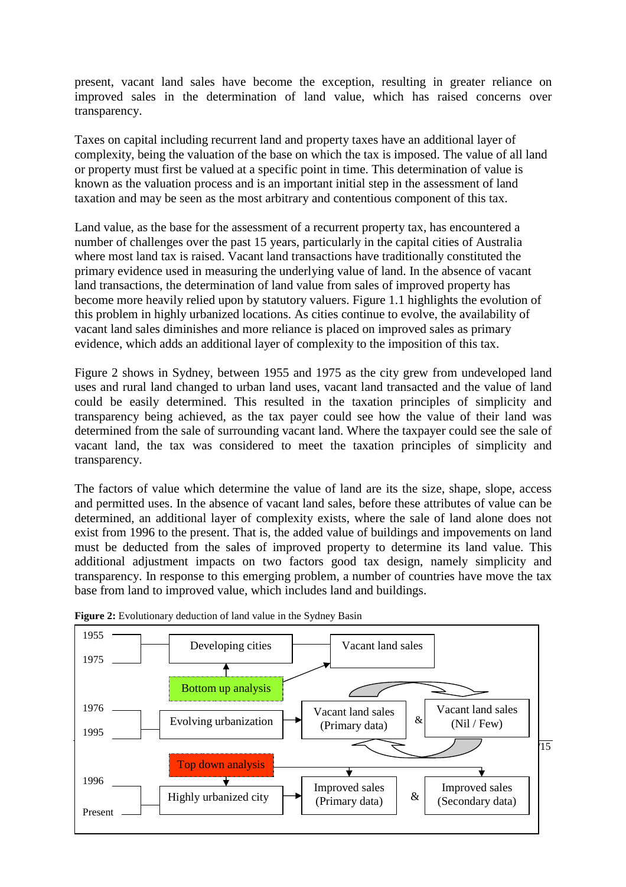present, vacant land sales have become the exception, resulting in greater reliance on improved sales in the determination of land value, which has raised concerns over transparency.

Taxes on capital including recurrent land and property taxes have an additional layer of complexity, being the valuation of the base on which the tax is imposed. The value of all land or property must first be valued at a specific point in time. This determination of value is known as the valuation process and is an important initial step in the assessment of land taxation and may be seen as the most arbitrary and contentious component of this tax.

Land value, as the base for the assessment of a recurrent property tax, has encountered a number of challenges over the past 15 years, particularly in the capital cities of Australia where most land tax is raised. Vacant land transactions have traditionally constituted the primary evidence used in measuring the underlying value of land. In the absence of vacant land transactions, the determination of land value from sales of improved property has become more heavily relied upon by statutory valuers. Figure 1.1 highlights the evolution of this problem in highly urbanized locations. As cities continue to evolve, the availability of vacant land sales diminishes and more reliance is placed on improved sales as primary evidence, which adds an additional layer of complexity to the imposition of this tax.

Figure 2 shows in Sydney, between 1955 and 1975 as the city grew from undeveloped land uses and rural land changed to urban land uses, vacant land transacted and the value of land could be easily determined. This resulted in the taxation principles of simplicity and transparency being achieved, as the tax payer could see how the value of their land was determined from the sale of surrounding vacant land. Where the taxpayer could see the sale of vacant land, the tax was considered to meet the taxation principles of simplicity and transparency.

The factors of value which determine the value of land are its the size, shape, slope, access and permitted uses. In the absence of vacant land sales, before these attributes of value can be determined, an additional layer of complexity exists, where the sale of land alone does not exist from 1996 to the present. That is, the added value of buildings and inpovements on land must be deducted from the sales of improved property to determine its land value. This additional adjustment impacts on two factors good tax design, namely simplicity and transparency. In response to this emerging problem, a number of countries have move the tax base from land to improved value, which includes land and buildings.

**Figure 2:** Evolutionary deduction of land value in the Sydney Basin

| Period | Stage | Evidence | | |
|---|---|---|---|---|
| 1955 – 1975 | Developing cities (Bottom up analysis) | Vacant land sales | | |
| 1976 – 1995 | Evolving urbanization | Vacant land sales (Primary data) | & | Vacant land sales (Nil / Few) |
| 1996 – Present | Highly urbanized city (Top down analysis) | Improved sales (Primary data) | & | Improved sales (Secondary data) |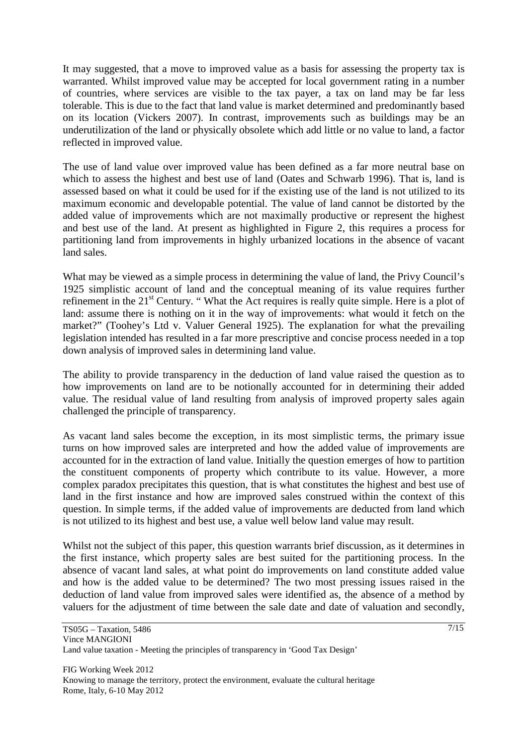It may suggested, that a move to improved value as a basis for assessing the property tax is warranted. Whilst improved value may be accepted for local government rating in a number of countries, where services are visible to the tax payer, a tax on land may be far less tolerable. This is due to the fact that land value is market determined and predominantly based on its location (Vickers 2007). In contrast, improvements such as buildings may be an underutilization of the land or physically obsolete which add little or no value to land, a factor reflected in improved value.

The use of land value over improved value has been defined as a far more neutral base on which to assess the highest and best use of land (Oates and Schwarb 1996). That is, land is assessed based on what it could be used for if the existing use of the land is not utilized to its maximum economic and developable potential. The value of land cannot be distorted by the added value of improvements which are not maximally productive or represent the highest and best use of the land. At present as highlighted in Figure 2, this requires a process for partitioning land from improvements in highly urbanized locations in the absence of vacant land sales.

What may be viewed as a simple process in determining the value of land, the Privy Council's 1925 simplistic account of land and the conceptual meaning of its value requires further refinement in the 21st Century. " What the Act requires is really quite simple. Here is a plot of land: assume there is nothing on it in the way of improvements: what would it fetch on the market?" (Toohey's Ltd v. Valuer General 1925). The explanation for what the prevailing legislation intended has resulted in a far more prescriptive and concise process needed in a top down analysis of improved sales in determining land value.

The ability to provide transparency in the deduction of land value raised the question as to how improvements on land are to be notionally accounted for in determining their added value. The residual value of land resulting from analysis of improved property sales again challenged the principle of transparency.

As vacant land sales become the exception, in its most simplistic terms, the primary issue turns on how improved sales are interpreted and how the added value of improvements are accounted for in the extraction of land value. Initially the question emerges of how to partition the constituent components of property which contribute to its value. However, a more complex paradox precipitates this question, that is what constitutes the highest and best use of land in the first instance and how are improved sales construed within the context of this question. In simple terms, if the added value of improvements are deducted from land which is not utilized to its highest and best use, a value well below land value may result.

Whilst not the subject of this paper, this question warrants brief discussion, as it determines in the first instance, which property sales are best suited for the partitioning process. In the absence of vacant land sales, at what point do improvements on land constitute added value and how is the added value to be determined? The two most pressing issues raised in the deduction of land value from improved sales were identified as, the absence of a method by valuers for the adjustment of time between the sale date and date of valuation and secondly,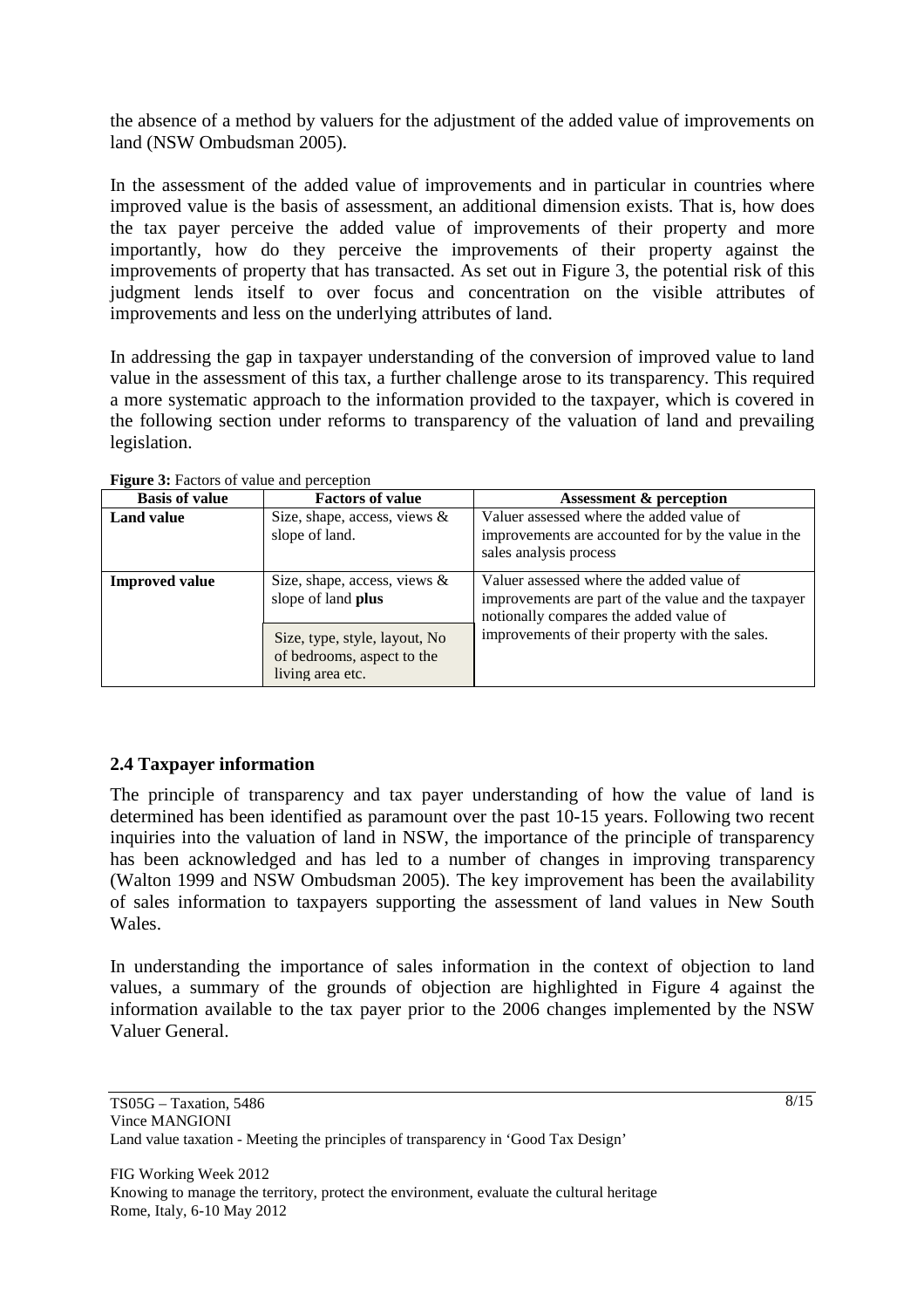the absence of a method by valuers for the adjustment of the added value of improvements on land (NSW Ombudsman 2005).

In the assessment of the added value of improvements and in particular in countries where improved value is the basis of assessment, an additional dimension exists. That is, how does the tax payer perceive the added value of improvements of their property and more importantly, how do they perceive the improvements of their property against the improvements of property that has transacted. As set out in Figure 3, the potential risk of this judgment lends itself to over focus and concentration on the visible attributes of improvements and less on the underlying attributes of land.

In addressing the gap in taxpayer understanding of the conversion of improved value to land value in the assessment of this tax, a further challenge arose to its transparency. This required a more systematic approach to the information provided to the taxpayer, which is covered in the following section under reforms to transparency of the valuation of land and prevailing legislation.

**Figure 3:** Factors of value and perception

| Basis of value | Factors of value | Assessment & perception |
|---|---|---|
| **Land value** | Size, shape, access, views & slope of land. | Valuer assessed where the added value of improvements are accounted for by the value in the sales analysis process |
| **Improved value** | Size, shape, access, views & slope of land **plus**<br><br>Size, type, style, layout, No of bedrooms, aspect to the living area etc. | Valuer assessed where the added value of improvements are part of the value and the taxpayer notionally compares the added value of improvements of their property with the sales. |

## 2.4 Taxpayer information

The principle of transparency and tax payer understanding of how the value of land is determined has been identified as paramount over the past 10-15 years. Following two recent inquiries into the valuation of land in NSW, the importance of the principle of transparency has been acknowledged and has led to a number of changes in improving transparency (Walton 1999 and NSW Ombudsman 2005). The key improvement has been the availability of sales information to taxpayers supporting the assessment of land values in New South Wales.

In understanding the importance of sales information in the context of objection to land values, a summary of the grounds of objection are highlighted in Figure 4 against the information available to the tax payer prior to the 2006 changes implemented by the NSW Valuer General.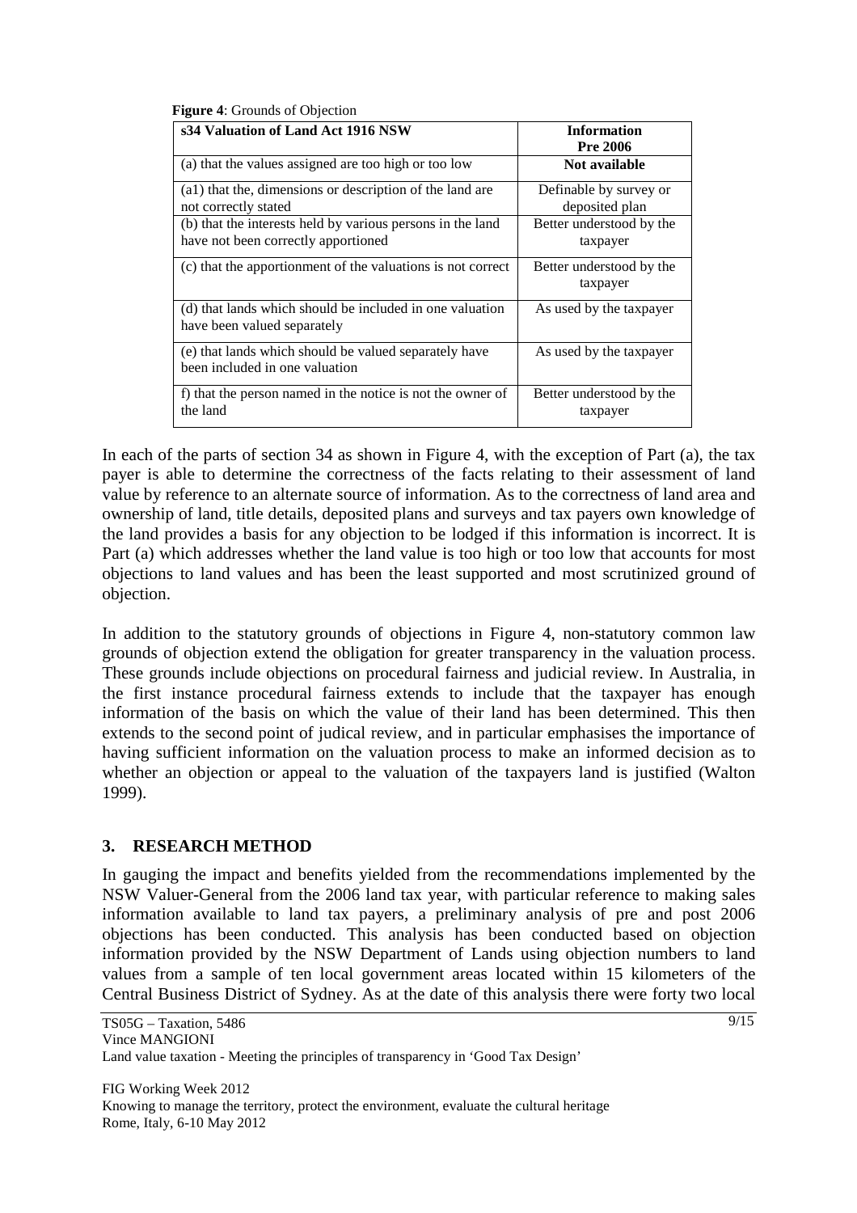**Figure 4**: Grounds of Objection

| s34 Valuation of Land Act 1916 NSW | Information Pre 2006 |
|---|---|
| (a) that the values assigned are too high or too low | **Not available** |
| (a1) that the, dimensions or description of the land are not correctly stated | Definable by survey or deposited plan |
| (b) that the interests held by various persons in the land have not been correctly apportioned | Better understood by the taxpayer |
| (c) that the apportionment of the valuations is not correct | Better understood by the taxpayer |
| (d) that lands which should be included in one valuation have been valued separately | As used by the taxpayer |
| (e) that lands which should be valued separately have been included in one valuation | As used by the taxpayer |
| f) that the person named in the notice is not the owner of the land | Better understood by the taxpayer |

In each of the parts of section 34 as shown in Figure 4, with the exception of Part (a), the tax payer is able to determine the correctness of the facts relating to their assessment of land value by reference to an alternate source of information. As to the correctness of land area and ownership of land, title details, deposited plans and surveys and tax payers own knowledge of the land provides a basis for any objection to be lodged if this information is incorrect. It is Part (a) which addresses whether the land value is too high or too low that accounts for most objections to land values and has been the least supported and most scrutinized ground of objection.

In addition to the statutory grounds of objections in Figure 4, non-statutory common law grounds of objection extend the obligation for greater transparency in the valuation process. These grounds include objections on procedural fairness and judicial review. In Australia, in the first instance procedural fairness extends to include that the taxpayer has enough information of the basis on which the value of their land has been determined. This then extends to the second point of judical review, and in particular emphasises the importance of having sufficient information on the valuation process to make an informed decision as to whether an objection or appeal to the valuation of the taxpayers land is justified (Walton 1999).

## 3. RESEARCH METHOD

In gauging the impact and benefits yielded from the recommendations implemented by the NSW Valuer-General from the 2006 land tax year, with particular reference to making sales information available to land tax payers, a preliminary analysis of pre and post 2006 objections has been conducted. This analysis has been conducted based on objection information provided by the NSW Department of Lands using objection numbers to land values from a sample of ten local government areas located within 15 kilometers of the Central Business District of Sydney. As at the date of this analysis there were forty two local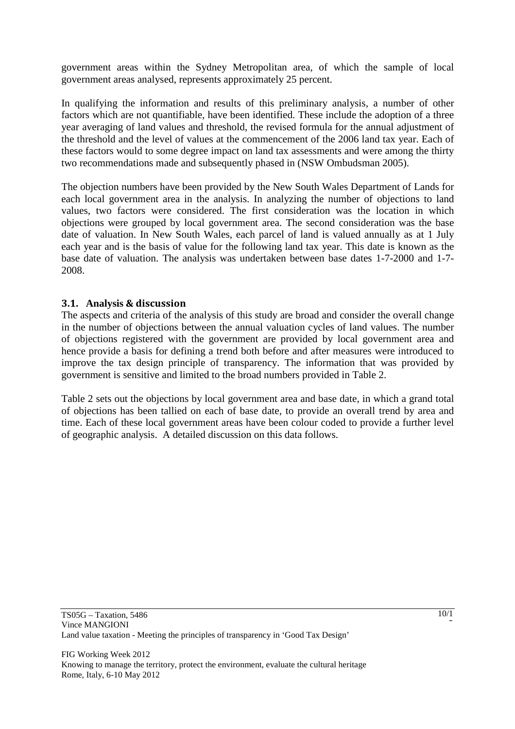government areas within the Sydney Metropolitan area, of which the sample of local government areas analysed, represents approximately 25 percent.

In qualifying the information and results of this preliminary analysis, a number of other factors which are not quantifiable, have been identified. These include the adoption of a three year averaging of land values and threshold, the revised formula for the annual adjustment of the threshold and the level of values at the commencement of the 2006 land tax year. Each of these factors would to some degree impact on land tax assessments and were among the thirty two recommendations made and subsequently phased in (NSW Ombudsman 2005).

The objection numbers have been provided by the New South Wales Department of Lands for each local government area in the analysis. In analyzing the number of objections to land values, two factors were considered. The first consideration was the location in which objections were grouped by local government area. The second consideration was the base date of valuation. In New South Wales, each parcel of land is valued annually as at 1 July each year and is the basis of value for the following land tax year. This date is known as the base date of valuation. The analysis was undertaken between base dates 1-7-2000 and 1-7-2008.

### 3.1. Analysis & discussion

The aspects and criteria of the analysis of this study are broad and consider the overall change in the number of objections between the annual valuation cycles of land values. The number of objections registered with the government are provided by local government area and hence provide a basis for defining a trend both before and after measures were introduced to improve the tax design principle of transparency. The information that was provided by government is sensitive and limited to the broad numbers provided in Table 2.

Table 2 sets out the objections by local government area and base date, in which a grand total of objections has been tallied on each of base date, to provide an overall trend by area and time. Each of these local government areas have been colour coded to provide a further level of geographic analysis. A detailed discussion on this data follows.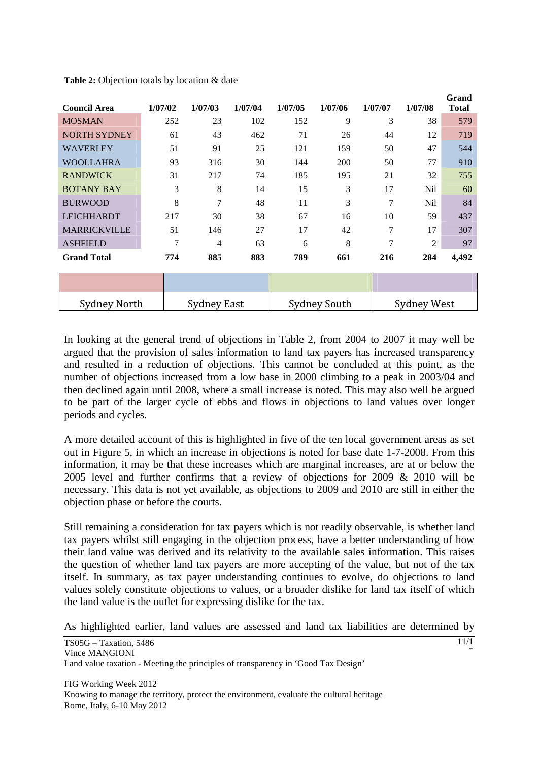**Table 2:** Objection totals by location & date

| Council Area | 1/07/02 | 1/07/03 | 1/07/04 | 1/07/05 | 1/07/06 | 1/07/07 | 1/07/08 | Grand Total |
|---|---|---|---|---|---|---|---|---|
| MOSMAN | 252 | 23 | 102 | 152 | 9 | 3 | 38 | 579 |
| NORTH SYDNEY | 61 | 43 | 462 | 71 | 26 | 44 | 12 | 719 |
| WAVERLEY | 51 | 91 | 25 | 121 | 159 | 50 | 47 | 544 |
| WOOLLAHRA | 93 | 316 | 30 | 144 | 200 | 50 | 77 | 910 |
| RANDWICK | 31 | 217 | 74 | 185 | 195 | 21 | 32 | 755 |
| BOTANY BAY | 3 | 8 | 14 | 15 | 3 | 17 | Nil | 60 |
| BURWOOD | 8 | 7 | 48 | 11 | 3 | 7 | Nil | 84 |
| LEICHHARDT | 217 | 30 | 38 | 67 | 16 | 10 | 59 | 437 |
| MARRICKVILLE | 51 | 146 | 27 | 17 | 42 | 7 | 17 | 307 |
| ASHFIELD | 7 | 4 | 63 | 6 | 8 | 7 | 2 | 97 |
| **Grand Total** | **774** | **885** | **883** | **789** | **661** | **216** | **284** | **4,492** |

| Sydney North | Sydney East | Sydney South | Sydney West |
|---|---|---|---|

In looking at the general trend of objections in Table 2, from 2004 to 2007 it may well be argued that the provision of sales information to land tax payers has increased transparency and resulted in a reduction of objections. This cannot be concluded at this point, as the number of objections increased from a low base in 2000 climbing to a peak in 2003/04 and then declined again until 2008, where a small increase is noted. This may also well be argued to be part of the larger cycle of ebbs and flows in objections to land values over longer periods and cycles.

A more detailed account of this is highlighted in five of the ten local government areas as set out in Figure 5, in which an increase in objections is noted for base date 1-7-2008. From this information, it may be that these increases which are marginal increases, are at or below the 2005 level and further confirms that a review of objections for 2009 & 2010 will be necessary. This data is not yet available, as objections to 2009 and 2010 are still in either the objection phase or before the courts.

Still remaining a consideration for tax payers which is not readily observable, is whether land tax payers whilst still engaging in the objection process, have a better understanding of how their land value was derived and its relativity to the available sales information. This raises the question of whether land tax payers are more accepting of the value, but not of the tax itself. In summary, as tax payer understanding continues to evolve, do objections to land values solely constitute objections to values, or a broader dislike for land tax itself of which the land value is the outlet for expressing dislike for the tax.

As highlighted earlier, land values are assessed and land tax liabilities are determined by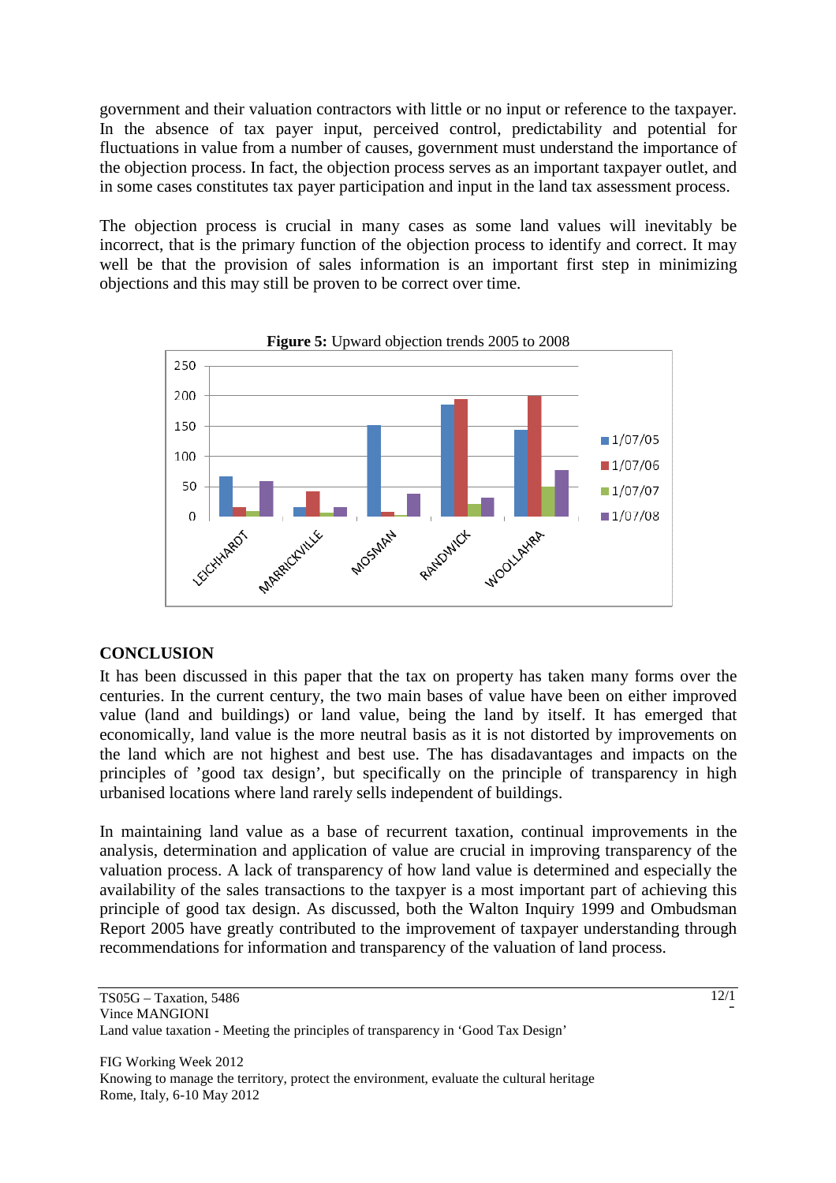government and their valuation contractors with little or no input or reference to the taxpayer. In the absence of tax payer input, perceived control, predictability and potential for fluctuations in value from a number of causes, government must understand the importance of the objection process. In fact, the objection process serves as an important taxpayer outlet, and in some cases constitutes tax payer participation and input in the land tax assessment process.

The objection process is crucial in many cases as some land values will inevitably be incorrect, that is the primary function of the objection process to identify and correct. It may well be that the provision of sales information is an important first step in minimizing objections and this may still be proven to be correct over time.

**Figure 5:** Upward objection trends 2005 to 2008

## CONCLUSION

It has been discussed in this paper that the tax on property has taken many forms over the centuries. In the current century, the two main bases of value have been on either improved value (land and buildings) or land value, being the land by itself. It has emerged that economically, land value is the more neutral basis as it is not distorted by improvements on the land which are not highest and best use. The has disadvantages and impacts on the principles of 'good tax design', but specifically on the principle of transparency in high urbanised locations where land rarely sells independent of buildings.

In maintaining land value as a base of recurrent taxation, continual improvements in the analysis, determination and application of value are crucial in improving transparency of the valuation process. A lack of transparency of how land value is determined and especially the availability of the sales transactions to the taxpyer is a most important part of achieving this principle of good tax design. As discussed, both the Walton Inquiry 1999 and Ombudsman Report 2005 have greatly contributed to the improvement of taxpayer understanding through recommendations for information and transparency of the valuation of land process.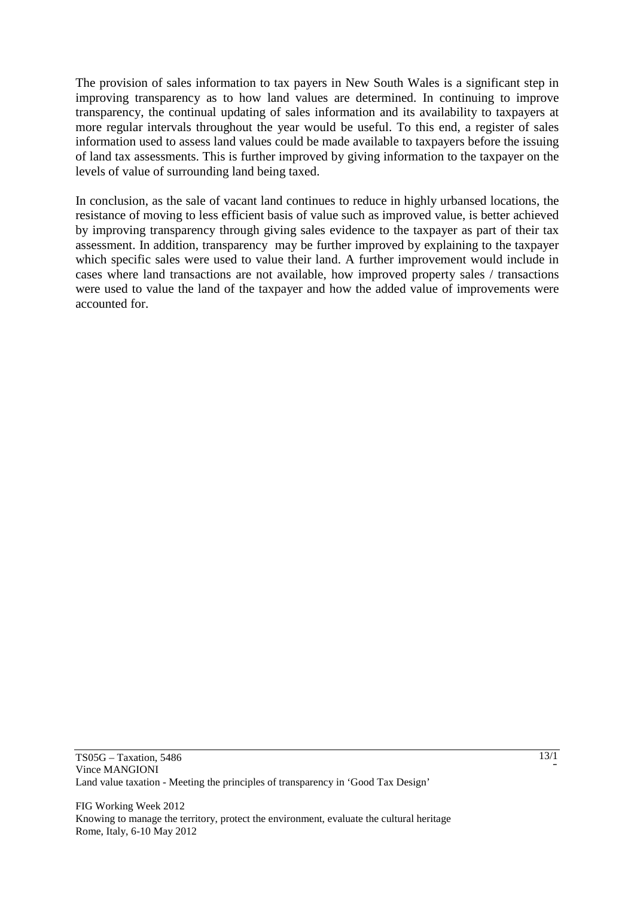The provision of sales information to tax payers in New South Wales is a significant step in improving transparency as to how land values are determined. In continuing to improve transparency, the continual updating of sales information and its availability to taxpayers at more regular intervals throughout the year would be useful. To this end, a register of sales information used to assess land values could be made available to taxpayers before the issuing of land tax assessments. This is further improved by giving information to the taxpayer on the levels of value of surrounding land being taxed.

In conclusion, as the sale of vacant land continues to reduce in highly urbansed locations, the resistance of moving to less efficient basis of value such as improved value, is better achieved by improving transparency through giving sales evidence to the taxpayer as part of their tax assessment. In addition, transparency may be further improved by explaining to the taxpayer which specific sales were used to value their land. A further improvement would include in cases where land transactions are not available, how improved property sales / transactions were used to value the land of the taxpayer and how the added value of improvements were accounted for.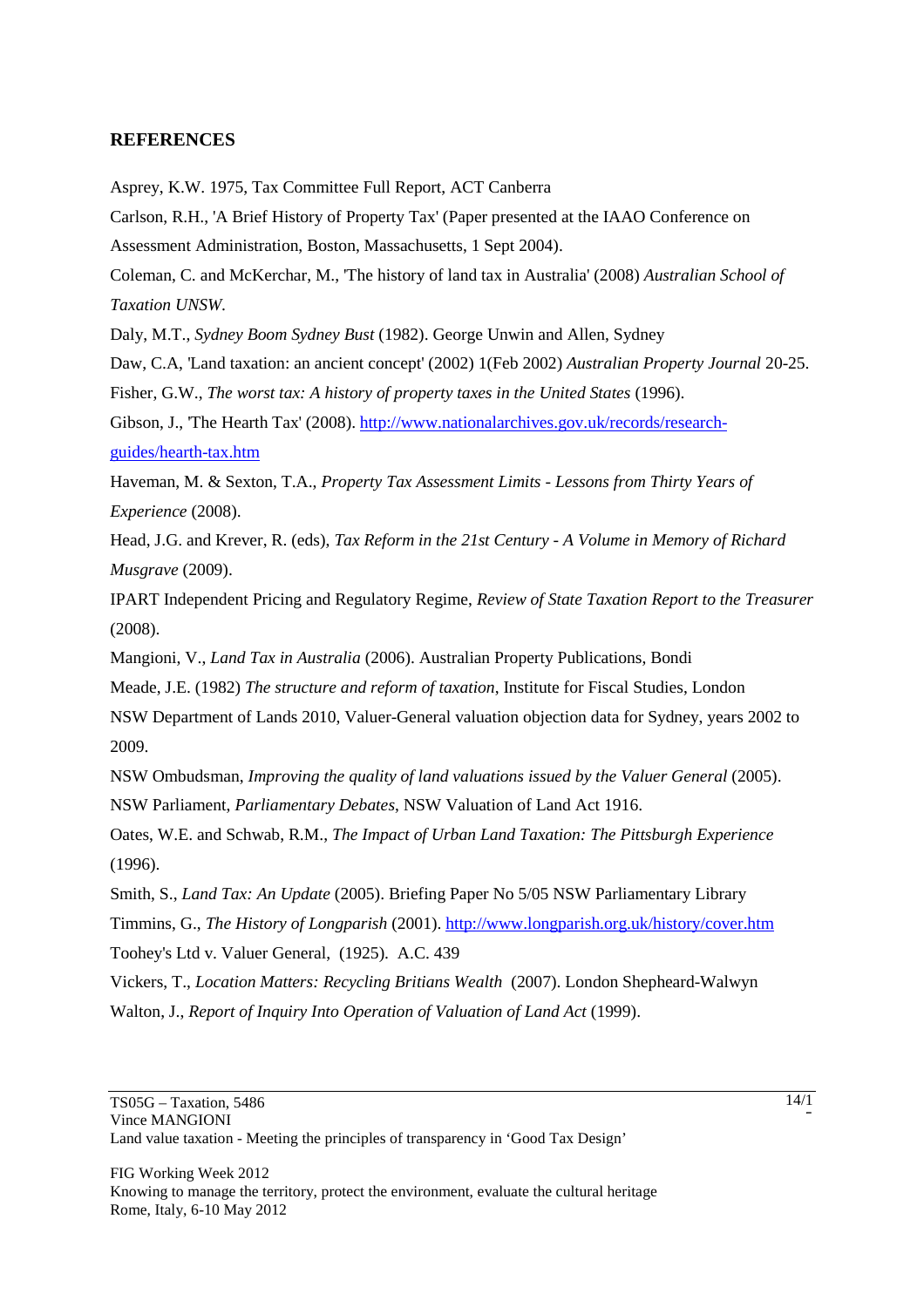## REFERENCES

Asprey, K.W. 1975, Tax Committee Full Report, ACT Canberra

Carlson, R.H., 'A Brief History of Property Tax' (Paper presented at the IAAO Conference on Assessment Administration, Boston, Massachusetts, 1 Sept 2004).

Coleman, C. and McKerchar, M., 'The history of land tax in Australia' (2008) *Australian School of Taxation UNSW*.

Daly, M.T., *Sydney Boom Sydney Bust* (1982). George Unwin and Allen, Sydney

Daw, C.A, 'Land taxation: an ancient concept' (2002) 1(Feb 2002) *Australian Property Journal* 20-25.

Fisher, G.W., *The worst tax: A history of property taxes in the United States* (1996).

Gibson, J., 'The Hearth Tax' (2008). http://www.nationalarchives.gov.uk/records/research-guides/hearth-tax.htm

Haveman, M. & Sexton, T.A., *Property Tax Assessment Limits - Lessons from Thirty Years of Experience* (2008).

Head, J.G. and Krever, R. (eds), *Tax Reform in the 21st Century - A Volume in Memory of Richard Musgrave* (2009).

IPART Independent Pricing and Regulatory Regime, *Review of State Taxation Report to the Treasurer* (2008).

Mangioni, V., *Land Tax in Australia* (2006). Australian Property Publications, Bondi

Meade, J.E. (1982) *The structure and reform of taxation*, Institute for Fiscal Studies, London

NSW Department of Lands 2010, Valuer-General valuation objection data for Sydney, years 2002 to 2009.

NSW Ombudsman, *Improving the quality of land valuations issued by the Valuer General* (2005).

NSW Parliament, *Parliamentary Debates*, NSW Valuation of Land Act 1916.

Oates, W.E. and Schwab, R.M., *The Impact of Urban Land Taxation: The Pittsburgh Experience* (1996).

Smith, S., *Land Tax: An Update* (2005). Briefing Paper No 5/05 NSW Parliamentary Library

Timmins, G., *The History of Longparish* (2001). http://www.longparish.org.uk/history/cover.htm

Toohey's Ltd v. Valuer General, (1925). A.C. 439

Vickers, T., *Location Matters: Recycling Britians Wealth* (2007). London Shepheard-Walwyn

Walton, J., *Report of Inquiry Into Operation of Valuation of Land Act* (1999).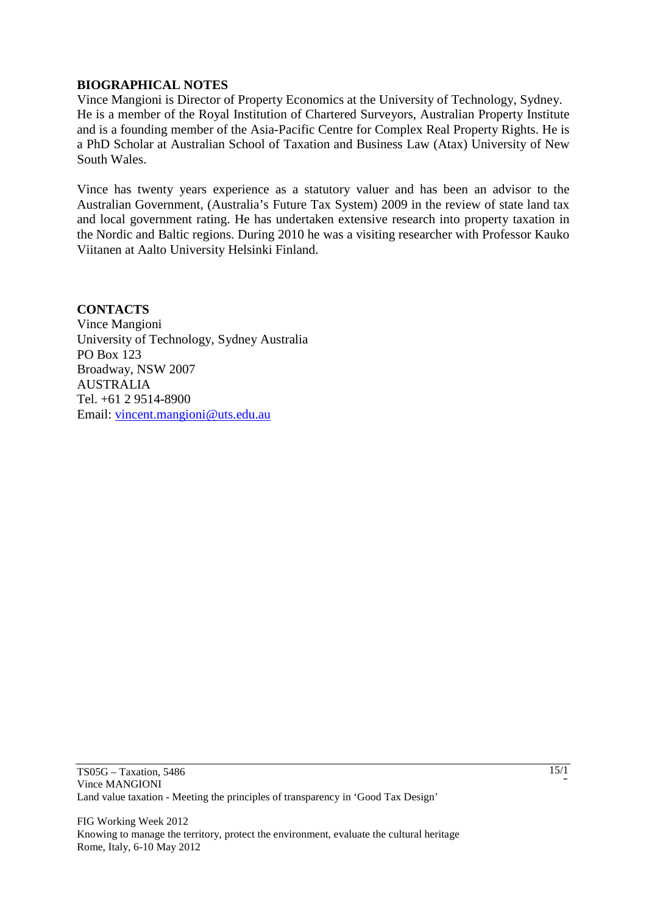## BIOGRAPHICAL NOTES

Vince Mangioni is Director of Property Economics at the University of Technology, Sydney. He is a member of the Royal Institution of Chartered Surveyors, Australian Property Institute and is a founding member of the Asia-Pacific Centre for Complex Real Property Rights. He is a PhD Scholar at Australian School of Taxation and Business Law (Atax) University of New South Wales.

Vince has twenty years experience as a statutory valuer and has been an advisor to the Australian Government, (Australia's Future Tax System) 2009 in the review of state land tax and local government rating. He has undertaken extensive research into property taxation in the Nordic and Baltic regions. During 2010 he was a visiting researcher with Professor Kauko Viitanen at Aalto University Helsinki Finland.

## CONTACTS

Vince Mangioni
University of Technology, Sydney Australia
PO Box 123
Broadway, NSW 2007
AUSTRALIA
Tel. +61 2 9514-8900
Email: vincent.mangioni@uts.edu.au